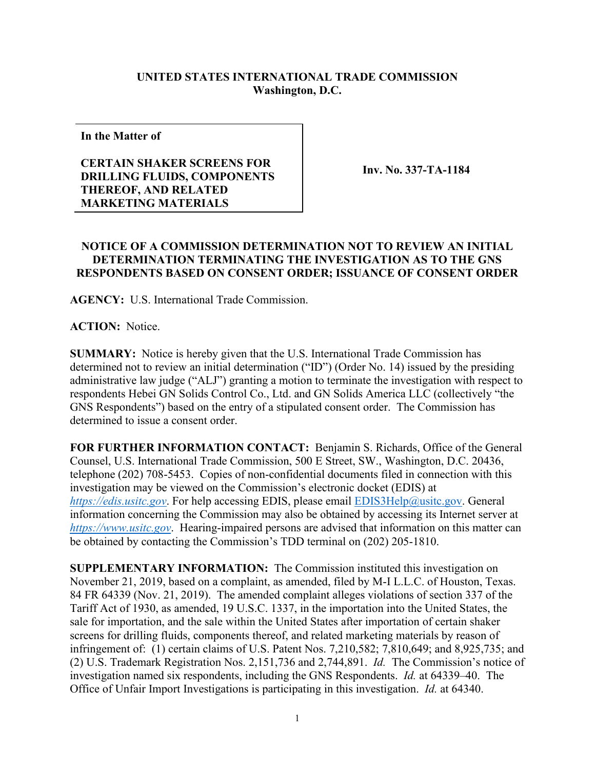**UNITED STATES INTERNATIONAL TRADE COMMISSION**
**Washington, D.C.**

| **In the Matter of** <br><br> **CERTAIN SHAKER SCREENS FOR DRILLING FLUIDS, COMPONENTS THEREOF, AND RELATED MARKETING MATERIALS** | **Inv. No. 337-TA-1184** |
|---|---|

**NOTICE OF A COMMISSION DETERMINATION NOT TO REVIEW AN INITIAL DETERMINATION TERMINATING THE INVESTIGATION AS TO THE GNS RESPONDENTS BASED ON CONSENT ORDER; ISSUANCE OF CONSENT ORDER**

**AGENCY:** U.S. International Trade Commission.

**ACTION:** Notice.

**SUMMARY:** Notice is hereby given that the U.S. International Trade Commission has determined not to review an initial determination ("ID") (Order No. 14) issued by the presiding administrative law judge ("ALJ") granting a motion to terminate the investigation with respect to respondents Hebei GN Solids Control Co., Ltd. and GN Solids America LLC (collectively "the GNS Respondents") based on the entry of a stipulated consent order. The Commission has determined to issue a consent order.

**FOR FURTHER INFORMATION CONTACT:** Benjamin S. Richards, Office of the General Counsel, U.S. International Trade Commission, 500 E Street, SW., Washington, D.C. 20436, telephone (202) 708-5453. Copies of non-confidential documents filed in connection with this investigation may be viewed on the Commission's electronic docket (EDIS) at *https://edis.usitc.gov*. For help accessing EDIS, please email EDIS3Help@usitc.gov. General information concerning the Commission may also be obtained by accessing its Internet server at *https://www.usitc.gov*. Hearing-impaired persons are advised that information on this matter can be obtained by contacting the Commission's TDD terminal on (202) 205-1810.

**SUPPLEMENTARY INFORMATION:** The Commission instituted this investigation on November 21, 2019, based on a complaint, as amended, filed by M-I L.L.C. of Houston, Texas. 84 FR 64339 (Nov. 21, 2019). The amended complaint alleges violations of section 337 of the Tariff Act of 1930, as amended, 19 U.S.C. 1337, in the importation into the United States, the sale for importation, and the sale within the United States after importation of certain shaker screens for drilling fluids, components thereof, and related marketing materials by reason of infringement of: (1) certain claims of U.S. Patent Nos. 7,210,582; 7,810,649; and 8,925,735; and (2) U.S. Trademark Registration Nos. 2,151,736 and 2,744,891. *Id.* The Commission's notice of investigation named six respondents, including the GNS Respondents. *Id.* at 64339–40. The Office of Unfair Import Investigations is participating in this investigation. *Id.* at 64340.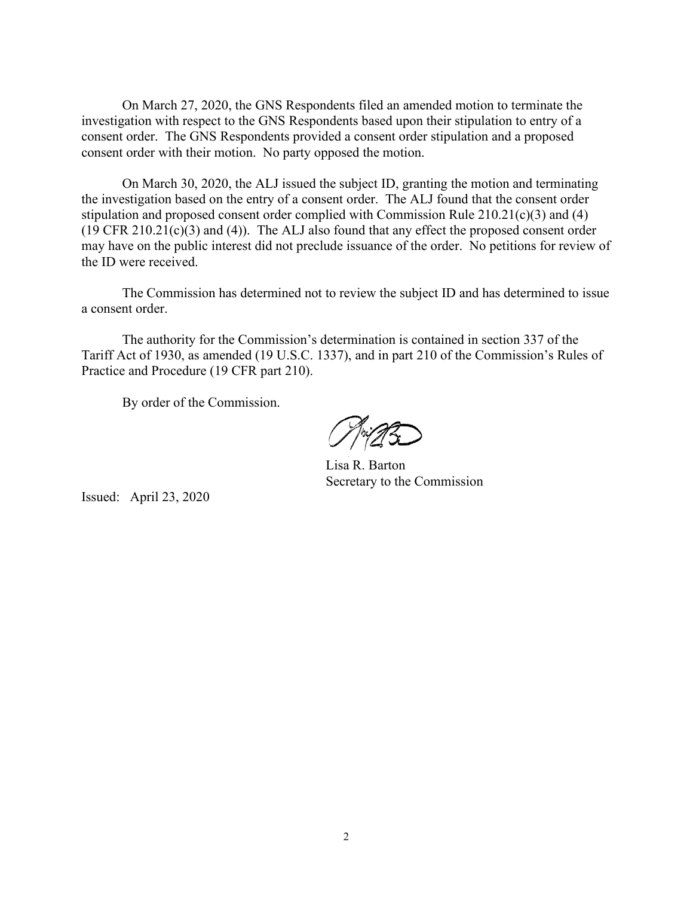On March 27, 2020, the GNS Respondents filed an amended motion to terminate the investigation with respect to the GNS Respondents based upon their stipulation to entry of a consent order. The GNS Respondents provided a consent order stipulation and a proposed consent order with their motion. No party opposed the motion.

On March 30, 2020, the ALJ issued the subject ID, granting the motion and terminating the investigation based on the entry of a consent order. The ALJ found that the consent order stipulation and proposed consent order complied with Commission Rule 210.21(c)(3) and (4) (19 CFR 210.21(c)(3) and (4)). The ALJ also found that any effect the proposed consent order may have on the public interest did not preclude issuance of the order. No petitions for review of the ID were received.

The Commission has determined not to review the subject ID and has determined to issue a consent order.

The authority for the Commission's determination is contained in section 337 of the Tariff Act of 1930, as amended (19 U.S.C. 1337), and in part 210 of the Commission's Rules of Practice and Procedure (19 CFR part 210).

By order of the Commission.

Lisa R. Barton
Secretary to the Commission

Issued: April 23, 2020